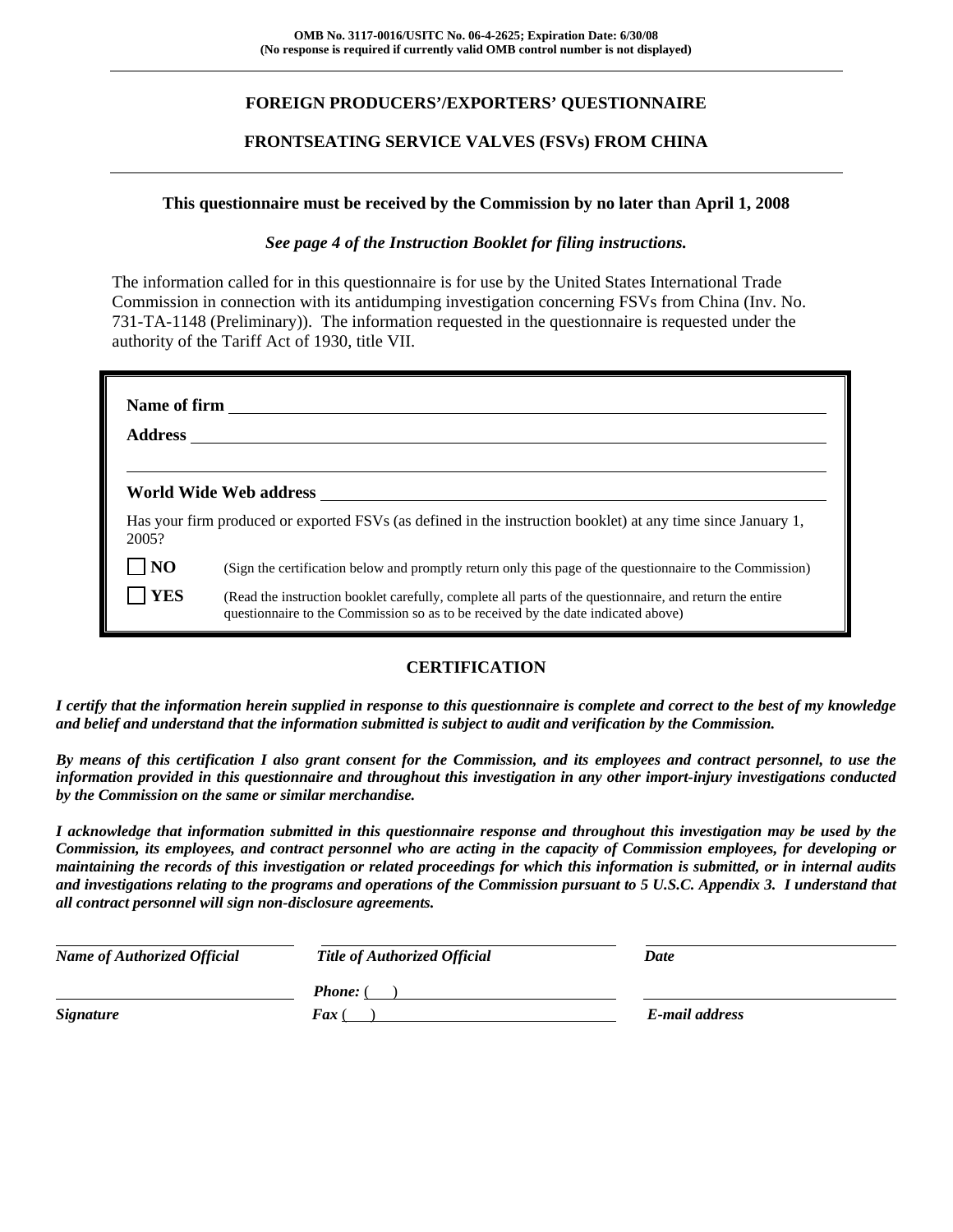OMB No. 3117-0016/USITC No. 06-4-2625; Expiration Date: 6/30/08
(No response is required if currently valid OMB control number is not displayed)

# FOREIGN PRODUCERS'/EXPORTERS' QUESTIONNAIRE

## FRONTSEATING SERVICE VALVES (FSVs) FROM CHINA

**This questionnaire must be received by the Commission by no later than April 1, 2008**

***See page 4 of the Instruction Booklet for filing instructions.***

The information called for in this questionnaire is for use by the United States International Trade Commission in connection with its antidumping investigation concerning FSVs from China (Inv. No. 731-TA-1148 (Preliminary)). The information requested in the questionnaire is requested under the authority of the Tariff Act of 1930, title VII.

**Name of firm** ______________________________

**Address** ______________________________

______________________________

**World Wide Web address** ______________________________

Has your firm produced or exported FSVs (as defined in the instruction booklet) at any time since January 1, 2005?

☐ **NO** (Sign the certification below and promptly return only this page of the questionnaire to the Commission)

☐ **YES** (Read the instruction booklet carefully, complete all parts of the questionnaire, and return the entire questionnaire to the Commission so as to be received by the date indicated above)

## CERTIFICATION

***I certify that the information herein supplied in response to this questionnaire is complete and correct to the best of my knowledge and belief and understand that the information submitted is subject to audit and verification by the Commission.***

***By means of this certification I also grant consent for the Commission, and its employees and contract personnel, to use the information provided in this questionnaire and throughout this investigation in any other import-injury investigations conducted by the Commission on the same or similar merchandise.***

***I acknowledge that information submitted in this questionnaire response and throughout this investigation may be used by the Commission, its employees, and contract personnel who are acting in the capacity of Commission employees, for developing or maintaining the records of this investigation or related proceedings for which this information is submitted, or in internal audits and investigations relating to the programs and operations of the Commission pursuant to 5 U.S.C. Appendix 3. I understand that all contract personnel will sign non-disclosure agreements.***

| ______________________________ | ______________________________ | ______________________________ |
|---|---|---|
| ***Name of Authorized Official*** | ***Title of Authorized Official*** | ***Date*** |
| ______________________________ | ***Phone:*** (   ) ______________ | ______________________________ |
| ***Signature*** | ***Fax*** (   ) ______________ | ***E-mail address*** |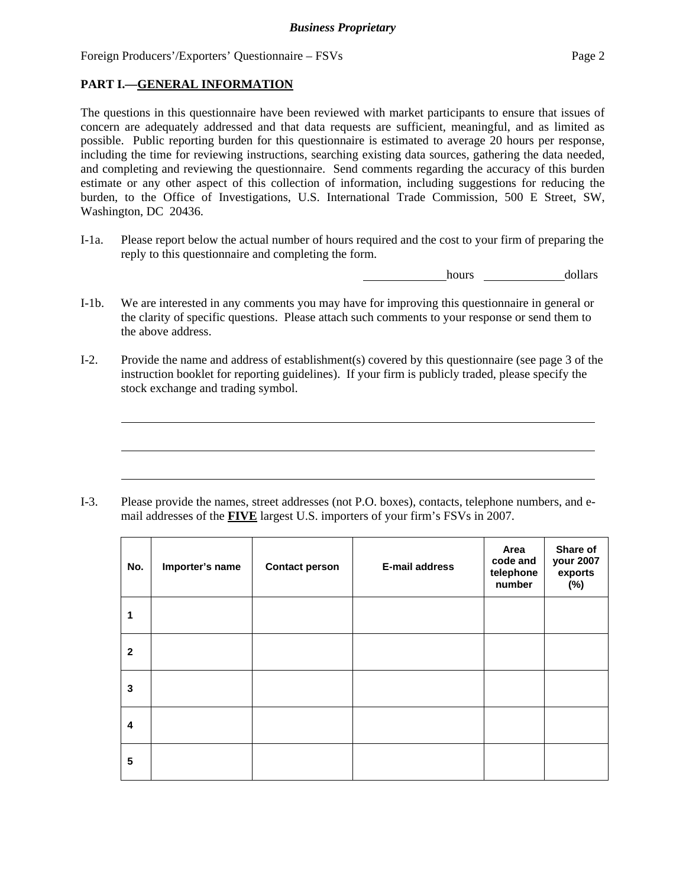**PART I.—GENERAL INFORMATION**

The questions in this questionnaire have been reviewed with market participants to ensure that issues of concern are adequately addressed and that data requests are sufficient, meaningful, and as limited as possible. Public reporting burden for this questionnaire is estimated to average 20 hours per response, including the time for reviewing instructions, searching existing data sources, gathering the data needed, and completing and reviewing the questionnaire. Send comments regarding the accuracy of this burden estimate or any other aspect of this collection of information, including suggestions for reducing the burden, to the Office of Investigations, U.S. International Trade Commission, 500 E Street, SW, Washington, DC 20436.

I-1a. Please report below the actual number of hours required and the cost to your firm of preparing the reply to this questionnaire and completing the form.

_____________ hours _____________ dollars

I-1b. We are interested in any comments you may have for improving this questionnaire in general or the clarity of specific questions. Please attach such comments to your response or send them to the above address.

I-2. Provide the name and address of establishment(s) covered by this questionnaire (see page 3 of the instruction booklet for reporting guidelines). If your firm is publicly traded, please specify the stock exchange and trading symbol.

______________________________________________________________________

______________________________________________________________________

______________________________________________________________________

I-3. Please provide the names, street addresses (not P.O. boxes), contacts, telephone numbers, and e-mail addresses of the **FIVE** largest U.S. importers of your firm's FSVs in 2007.

| No. | Importer's name | Contact person | E-mail address | Area code and telephone number | Share of your 2007 exports (%) |
|---|---|---|---|---|---|
| 1 | | | | | |
| 2 | | | | | |
| 3 | | | | | |
| 4 | | | | | |
| 5 | | | | | |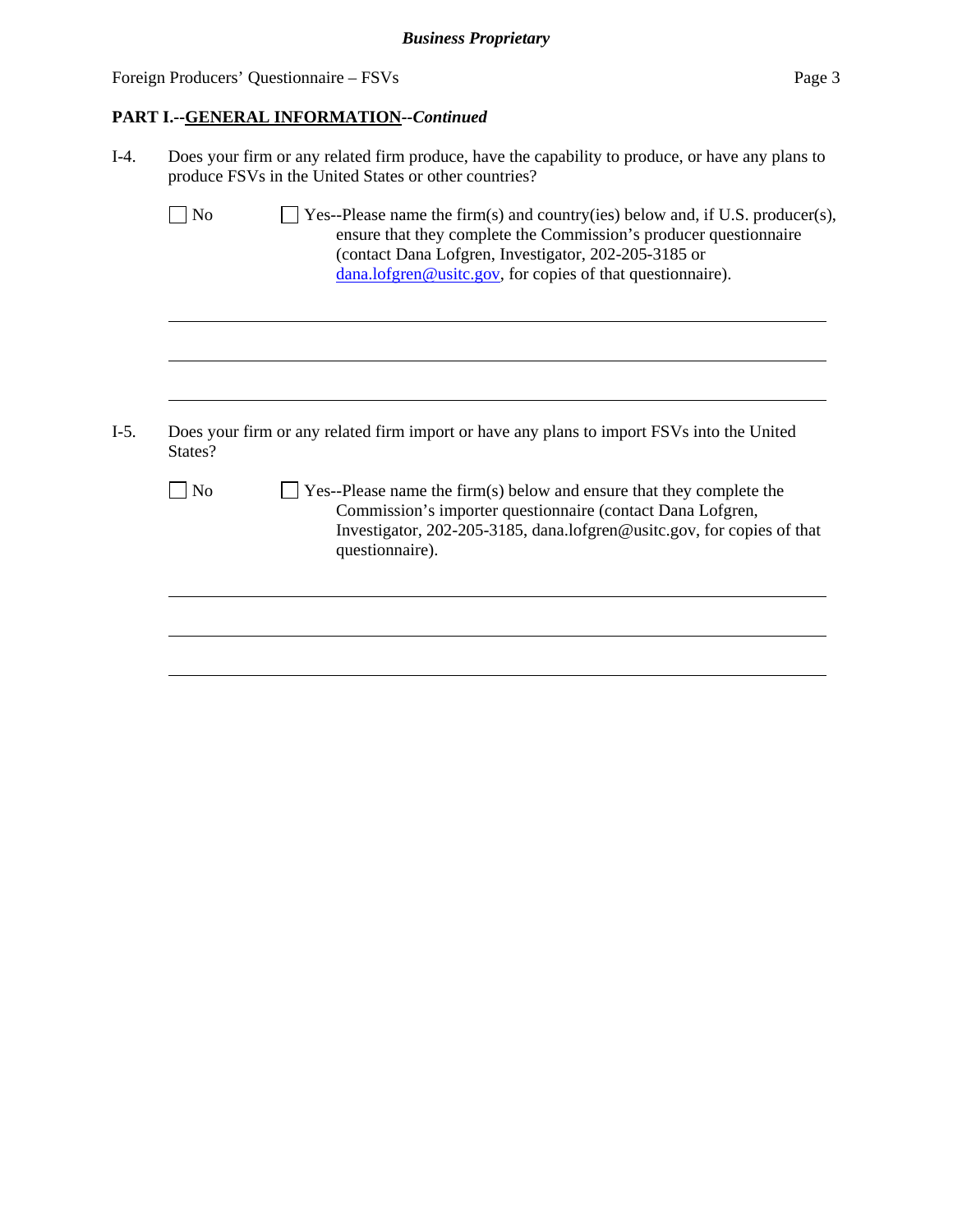**PART I.--GENERAL INFORMATION--*Continued***

I-4. Does your firm or any related firm produce, have the capability to produce, or have any plans to produce FSVs in the United States or other countries?

☐ No ☐ Yes--Please name the firm(s) and country(ies) below and, if U.S. producer(s), ensure that they complete the Commission's producer questionnaire (contact Dana Lofgren, Investigator, 202-205-3185 or dana.lofgren@usitc.gov, for copies of that questionnaire).

\_\_\_\_\_\_\_\_\_\_\_\_\_\_\_\_\_\_\_\_\_\_\_\_\_\_\_\_\_\_\_\_\_\_\_\_\_\_\_\_\_\_\_\_\_\_\_\_\_\_\_\_\_\_\_\_\_\_\_\_\_\_\_\_\_\_\_\_\_\_

\_\_\_\_\_\_\_\_\_\_\_\_\_\_\_\_\_\_\_\_\_\_\_\_\_\_\_\_\_\_\_\_\_\_\_\_\_\_\_\_\_\_\_\_\_\_\_\_\_\_\_\_\_\_\_\_\_\_\_\_\_\_\_\_\_\_\_\_\_\_

\_\_\_\_\_\_\_\_\_\_\_\_\_\_\_\_\_\_\_\_\_\_\_\_\_\_\_\_\_\_\_\_\_\_\_\_\_\_\_\_\_\_\_\_\_\_\_\_\_\_\_\_\_\_\_\_\_\_\_\_\_\_\_\_\_\_\_\_\_\_

I-5. Does your firm or any related firm import or have any plans to import FSVs into the United States?

☐ No ☐ Yes--Please name the firm(s) below and ensure that they complete the Commission's importer questionnaire (contact Dana Lofgren, Investigator, 202-205-3185, dana.lofgren@usitc.gov, for copies of that questionnaire).

\_\_\_\_\_\_\_\_\_\_\_\_\_\_\_\_\_\_\_\_\_\_\_\_\_\_\_\_\_\_\_\_\_\_\_\_\_\_\_\_\_\_\_\_\_\_\_\_\_\_\_\_\_\_\_\_\_\_\_\_\_\_\_\_\_\_\_\_\_\_

\_\_\_\_\_\_\_\_\_\_\_\_\_\_\_\_\_\_\_\_\_\_\_\_\_\_\_\_\_\_\_\_\_\_\_\_\_\_\_\_\_\_\_\_\_\_\_\_\_\_\_\_\_\_\_\_\_\_\_\_\_\_\_\_\_\_\_\_\_\_

\_\_\_\_\_\_\_\_\_\_\_\_\_\_\_\_\_\_\_\_\_\_\_\_\_\_\_\_\_\_\_\_\_\_\_\_\_\_\_\_\_\_\_\_\_\_\_\_\_\_\_\_\_\_\_\_\_\_\_\_\_\_\_\_\_\_\_\_\_\_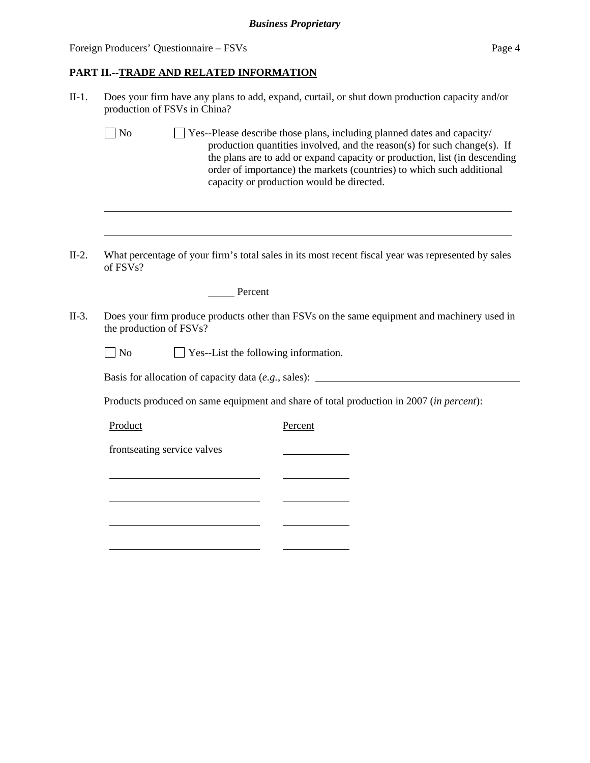**PART II.--TRADE AND RELATED INFORMATION**

II-1. Does your firm have any plans to add, expand, curtail, or shut down production capacity and/or production of FSVs in China?

☐ No ☐ Yes--Please describe those plans, including planned dates and capacity/ production quantities involved, and the reason(s) for such change(s). If the plans are to add or expand capacity or production, list (in descending order of importance) the markets (countries) to which such additional capacity or production would be directed.

______________________________________________________________________

______________________________________________________________________

II-2. What percentage of your firm's total sales in its most recent fiscal year was represented by sales of FSVs?

_____ Percent

II-3. Does your firm produce products other than FSVs on the same equipment and machinery used in the production of FSVs?

☐ No ☐ Yes--List the following information.

Basis for allocation of capacity data (*e.g.*, sales): ______________________________

Products produced on same equipment and share of total production in 2007 (*in percent*):

| Product | Percent |
|---|---|
| frontseating service valves | ________ |
| ______________________ | ________ |
| ______________________ | ________ |
| ______________________ | ________ |
| ______________________ | ________ |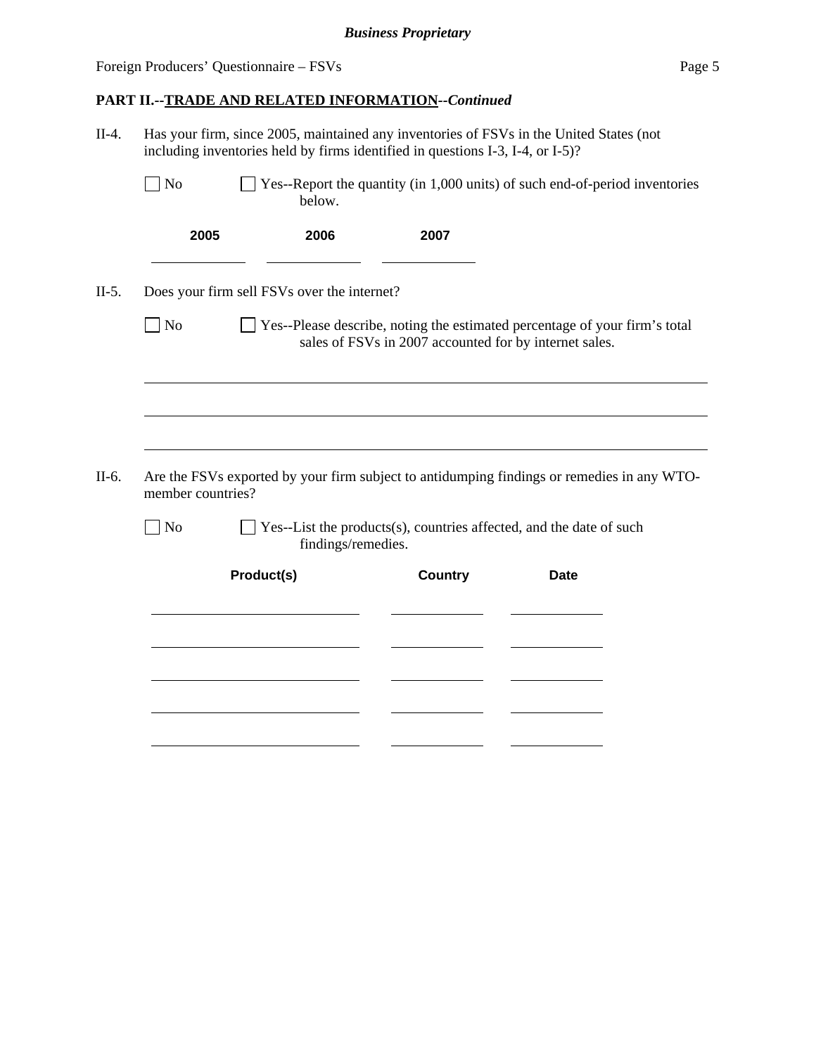**PART II.--TRADE AND RELATED INFORMATION--*Continued***

II-4. Has your firm, since 2005, maintained any inventories of FSVs in the United States (not including inventories held by firms identified in questions I-3, I-4, or I-5)?

☐ No ☐ Yes--Report the quantity (in 1,000 units) of such end-of-period inventories below.

| 2005 | 2006 | 2007 |
|---|---|---|
| | | |

II-5. Does your firm sell FSVs over the internet?

☐ No ☐ Yes--Please describe, noting the estimated percentage of your firm's total sales of FSVs in 2007 accounted for by internet sales.

______________________________________________________________________

______________________________________________________________________

______________________________________________________________________

II-6. Are the FSVs exported by your firm subject to antidumping findings or remedies in any WTO-member countries?

☐ No ☐ Yes--List the products(s), countries affected, and the date of such findings/remedies.

| Product(s) | Country | Date |
|---|---|---|
| | | |
| | | |
| | | |
| | | |
| | | |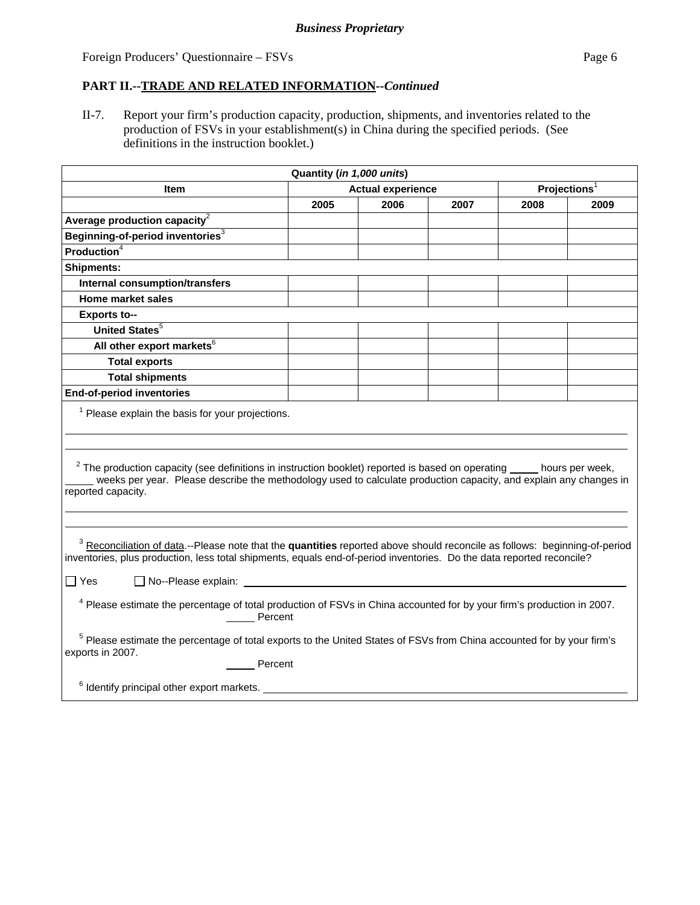PART II.--TRADE AND RELATED INFORMATION--*Continued*

II-7. Report your firm's production capacity, production, shipments, and inventories related to the production of FSVs in your establishment(s) in China during the specified periods. (See definitions in the instruction booklet.)

| Quantity (*in 1,000 units*) | | | | | |
|---|---|---|---|---|---|
| **Item** | **Actual experience** | | | **Projections**[1] | |
| | **2005** | **2006** | **2007** | **2008** | **2009** |
| **Average production capacity**[2] | | | | | |
| **Beginning-of-period inventories**[3] | | | | | |
| **Production**[4] | | | | | |
| **Shipments:** | | | | | |
| **Internal consumption/transfers** | | | | | |
| **Home market sales** | | | | | |
| **Exports to--** | | | | | |
| **United States**[5] | | | | | |
| **All other export markets**[6] | | | | | |
| **Total exports** | | | | | |
| **Total shipments** | | | | | |
| **End-of-period inventories** | | | | | |

[1] Please explain the basis for your projections.

____________________

[2] The production capacity (see definitions in instruction booklet) reported is based on operating _____ hours per week, _____ weeks per year. Please describe the methodology used to calculate production capacity, and explain any changes in reported capacity.

____________________

[3] Reconciliation of data.--Please note that the **quantities** reported above should reconcile as follows: beginning-of-period inventories, plus production, less total shipments, equals end-of-period inventories. Do the data reported reconcile?

☐ Yes ☐ No--Please explain: ____________________

[4] Please estimate the percentage of total production of FSVs in China accounted for by your firm's production in 2007.
_____ Percent

[5] Please estimate the percentage of total exports to the United States of FSVs from China accounted for by your firm's exports in 2007.
_____ Percent

[6] Identify principal other export markets. ____________________